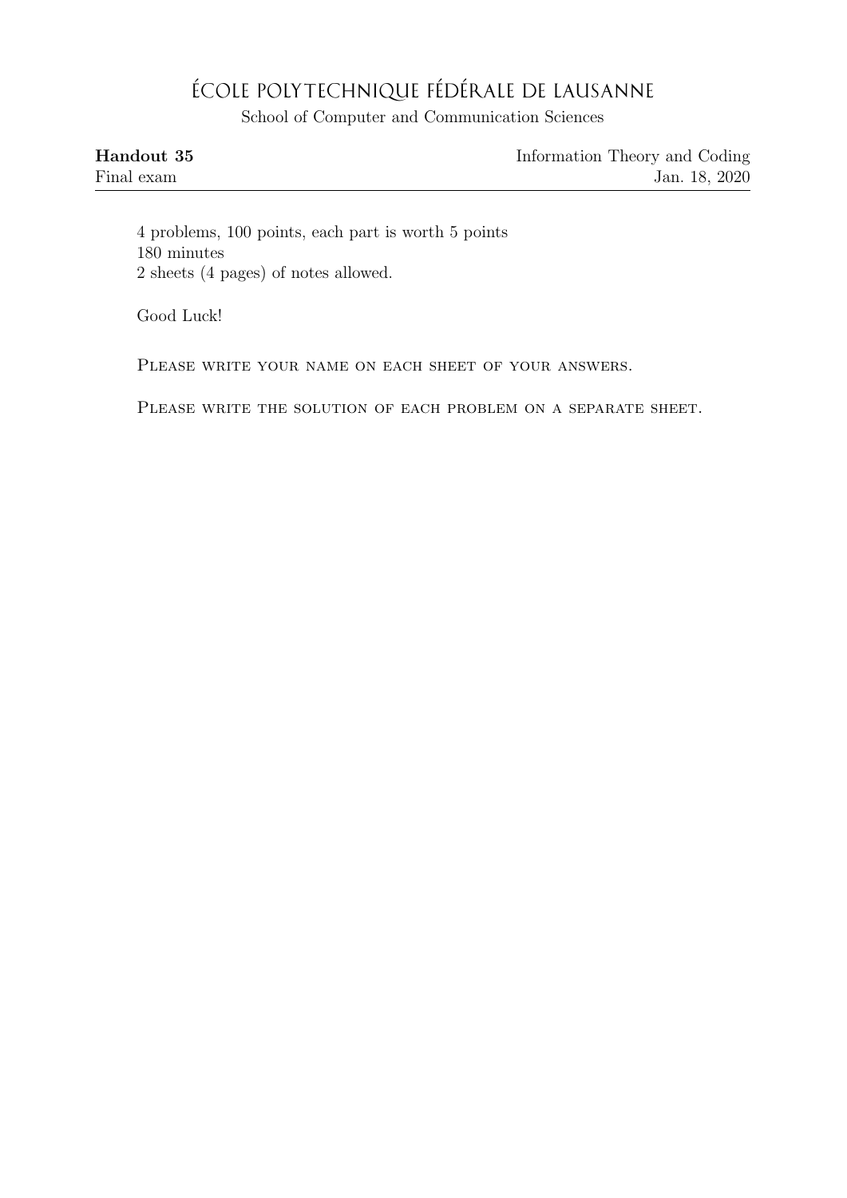# ÉCOLE POLYTECHNIQUE FÉDÉRALE DE LAUSANNE

School of Computer and Communication Sciences

**Handout 35** — Information Theory and Coding

Final exam — Jan. 18, 2020

4 problems, 100 points, each part is worth 5 points
180 minutes
2 sheets (4 pages) of notes allowed.

Good Luck!

PLEASE WRITE YOUR NAME ON EACH SHEET OF YOUR ANSWERS.

PLEASE WRITE THE SOLUTION OF EACH PROBLEM ON A SEPARATE SHEET.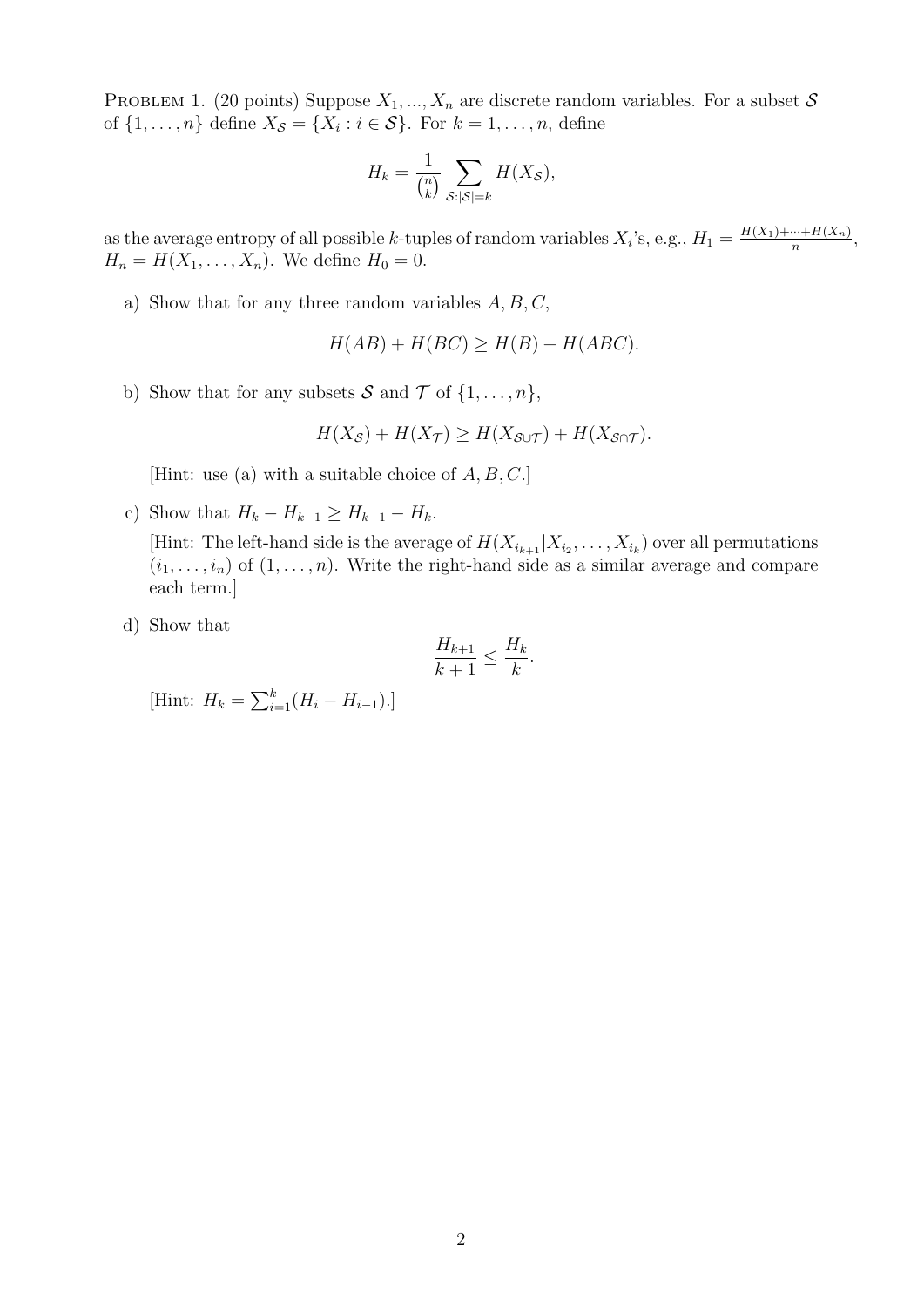PROBLEM 1. (20 points) Suppose $X_1, ..., X_n$ are discrete random variables. For a subset $\mathcal{S}$ of $\{1, \ldots, n\}$ define $X_{\mathcal{S}} = \{X_i : i \in \mathcal{S}\}$. For $k = 1, \ldots, n$, define

$$H_k = \frac{1}{\binom{n}{k}} \sum_{\mathcal{S}:|\mathcal{S}|=k} H(X_{\mathcal{S}}),$$

as the average entropy of all possible $k$-tuples of random variables $X_i$'s, e.g., $H_1 = \frac{H(X_1)+\cdots+H(X_n)}{n}$, $H_n = H(X_1, \ldots, X_n)$. We define $H_0 = 0$.

a) Show that for any three random variables $A, B, C$,

$$H(AB) + H(BC) \geq H(B) + H(ABC).$$

b) Show that for any subsets $\mathcal{S}$ and $\mathcal{T}$ of $\{1, \ldots, n\}$,

$$H(X_{\mathcal{S}}) + H(X_{\mathcal{T}}) \geq H(X_{\mathcal{S}\cup\mathcal{T}}) + H(X_{\mathcal{S}\cap\mathcal{T}}).$$

[Hint: use (a) with a suitable choice of $A, B, C$.]

c) Show that $H_k - H_{k-1} \geq H_{k+1} - H_k$.

[Hint: The left-hand side is the average of $H(X_{i_{k+1}}|X_{i_2}, \ldots, X_{i_k})$ over all permutations $(i_1, \ldots, i_n)$ of $(1, \ldots, n)$. Write the right-hand side as a similar average and compare each term.]

d) Show that

$$\frac{H_{k+1}}{k+1} \leq \frac{H_k}{k}.$$

[Hint: $H_k = \sum_{i=1}^{k}(H_i - H_{i-1})$.]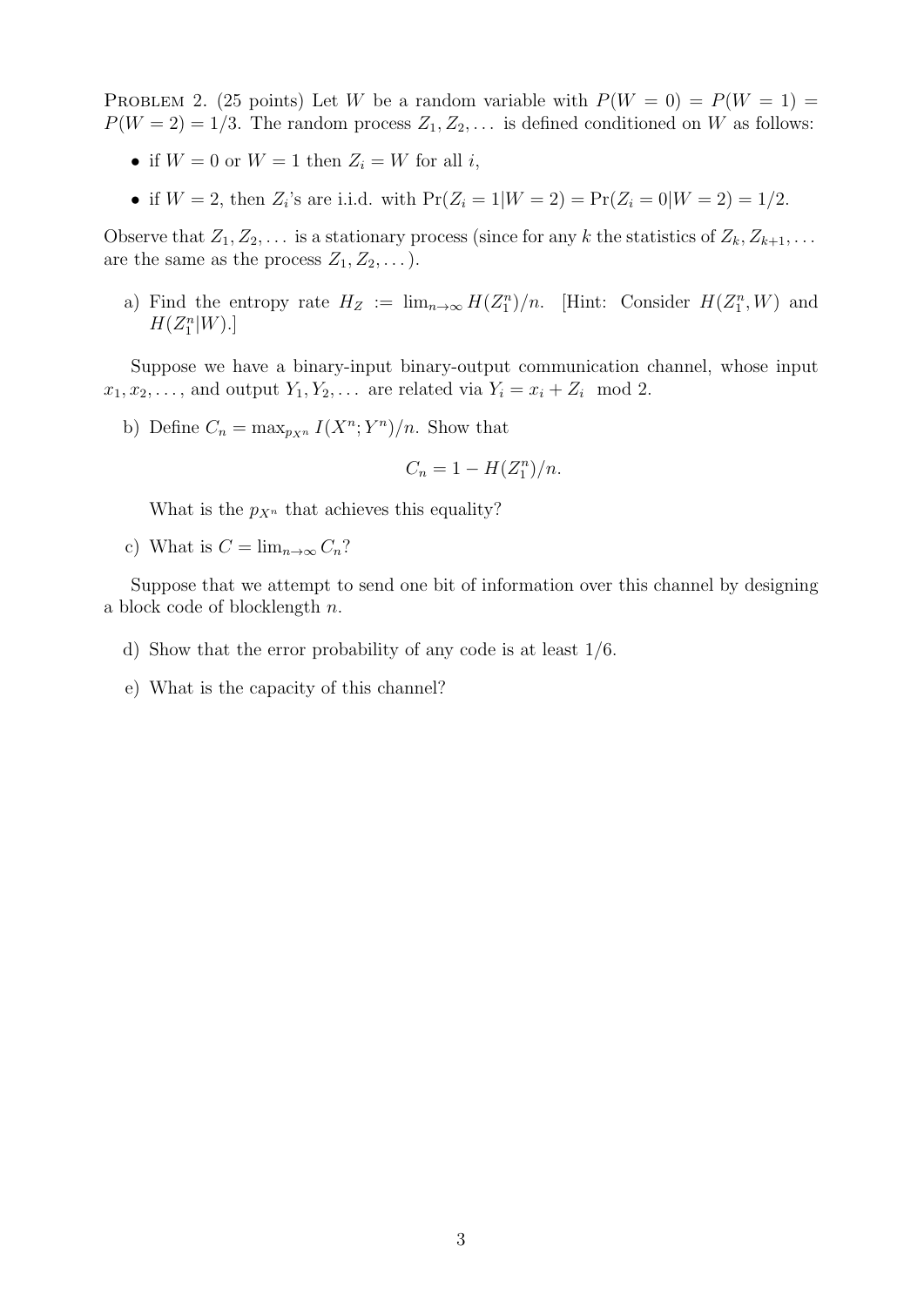PROBLEM 2. (25 points) Let $W$ be a random variable with $P(W = 0) = P(W = 1) = P(W = 2) = 1/3$. The random process $Z_1, Z_2, \dots$ is defined conditioned on $W$ as follows:

- if $W = 0$ or $W = 1$ then $Z_i = W$ for all $i$,
- if $W = 2$, then $Z_i$'s are i.i.d. with $\Pr(Z_i = 1|W = 2) = \Pr(Z_i = 0|W = 2) = 1/2$.

Observe that $Z_1, Z_2, \dots$ is a stationary process (since for any $k$ the statistics of $Z_k, Z_{k+1}, \dots$ are the same as the process $Z_1, Z_2, \dots$).

a) Find the entropy rate $H_Z := \lim_{n\to\infty} H(Z_1^n)/n$. [Hint: Consider $H(Z_1^n, W)$ and $H(Z_1^n|W)$.]

Suppose we have a binary-input binary-output communication channel, whose input $x_1, x_2, \dots$, and output $Y_1, Y_2, \dots$ are related via $Y_i = x_i + Z_i \mod 2$.

b) Define $C_n = \max_{p_{X^n}} I(X^n; Y^n)/n$. Show that

$$C_n = 1 - H(Z_1^n)/n.$$

What is the $p_{X^n}$ that achieves this equality?

c) What is $C = \lim_{n\to\infty} C_n$?

Suppose that we attempt to send one bit of information over this channel by designing a block code of blocklength $n$.

d) Show that the error probability of any code is at least $1/6$.

e) What is the capacity of this channel?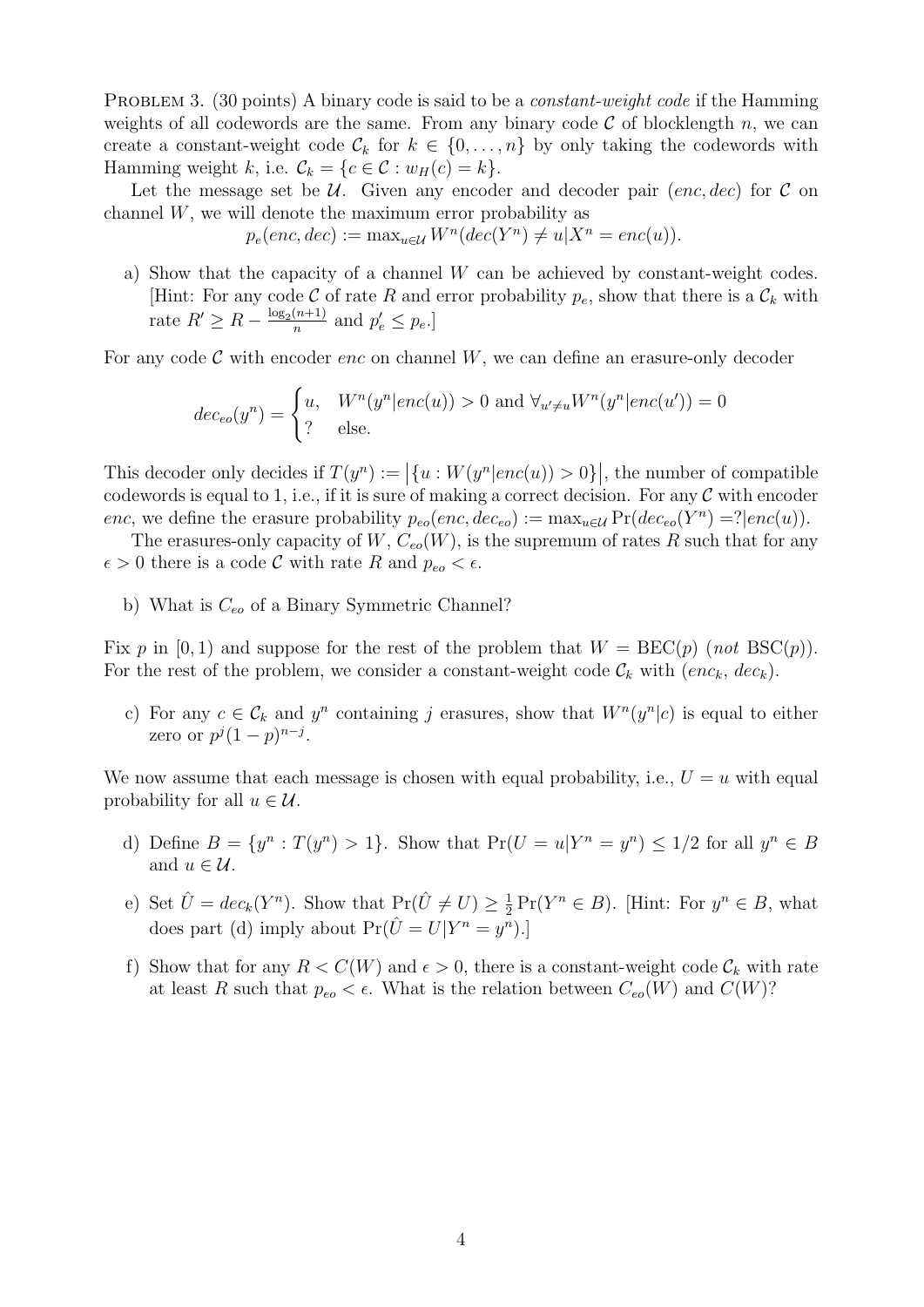PROBLEM 3. (30 points) A binary code is said to be a *constant-weight code* if the Hamming weights of all codewords are the same. From any binary code $\mathcal{C}$ of blocklength $n$, we can create a constant-weight code $\mathcal{C}_k$ for $k \in \{0, \ldots, n\}$ by only taking the codewords with Hamming weight $k$, i.e. $\mathcal{C}_k = \{c \in \mathcal{C} : w_H(c) = k\}$.

Let the message set be $\mathcal{U}$. Given any encoder and decoder pair $(enc, dec)$ for $\mathcal{C}$ on channel $W$, we will denote the maximum error probability as

$$p_e(enc, dec) := \max_{u \in \mathcal{U}} W^n(dec(Y^n) \neq u | X^n = enc(u)).$$

a) Show that the capacity of a channel $W$ can be achieved by constant-weight codes. [Hint: For any code $\mathcal{C}$ of rate $R$ and error probability $p_e$, show that there is a $\mathcal{C}_k$ with rate $R' \geq R - \frac{\log_2(n+1)}{n}$ and $p'_e \leq p_e$.]

For any code $\mathcal{C}$ with encoder $enc$ on channel $W$, we can define an erasure-only decoder

$$dec_{eo}(y^n) = \begin{cases} u, & W^n(y^n|enc(u)) > 0 \text{ and } \forall_{u' \neq u} W^n(y^n|enc(u')) = 0 \\ ? & \text{else.} \end{cases}$$

This decoder only decides if $T(y^n) := \left|\{u : W(y^n|enc(u)) > 0\}\right|$, the number of compatible codewords is equal to 1, i.e., if it is sure of making a correct decision. For any $\mathcal{C}$ with encoder $enc$, we define the erasure probability $p_{eo}(enc, dec_{eo}) := \max_{u \in \mathcal{U}} \Pr(dec_{eo}(Y^n) = ?|enc(u))$.

The erasures-only capacity of $W$, $C_{eo}(W)$, is the supremum of rates $R$ such that for any $\epsilon > 0$ there is a code $\mathcal{C}$ with rate $R$ and $p_{eo} < \epsilon$.

b) What is $C_{eo}$ of a Binary Symmetric Channel?

Fix $p$ in $[0, 1)$ and suppose for the rest of the problem that $W = \text{BEC}(p)$ (*not* $\text{BSC}(p)$). For the rest of the problem, we consider a constant-weight code $\mathcal{C}_k$ with $(enc_k, dec_k)$.

c) For any $c \in \mathcal{C}_k$ and $y^n$ containing $j$ erasures, show that $W^n(y^n|c)$ is equal to either zero or $p^j(1-p)^{n-j}$.

We now assume that each message is chosen with equal probability, i.e., $U = u$ with equal probability for all $u \in \mathcal{U}$.

d) Define $B = \{y^n : T(y^n) > 1\}$. Show that $\Pr(U = u|Y^n = y^n) \leq 1/2$ for all $y^n \in B$ and $u \in \mathcal{U}$.

e) Set $\hat{U} = dec_k(Y^n)$. Show that $\Pr(\hat{U} \neq U) \geq \frac{1}{2}\Pr(Y^n \in B)$. [Hint: For $y^n \in B$, what does part (d) imply about $\Pr(\hat{U} = U|Y^n = y^n)$.]

f) Show that for any $R < C(W)$ and $\epsilon > 0$, there is a constant-weight code $\mathcal{C}_k$ with rate at least $R$ such that $p_{eo} < \epsilon$. What is the relation between $C_{eo}(W)$ and $C(W)$?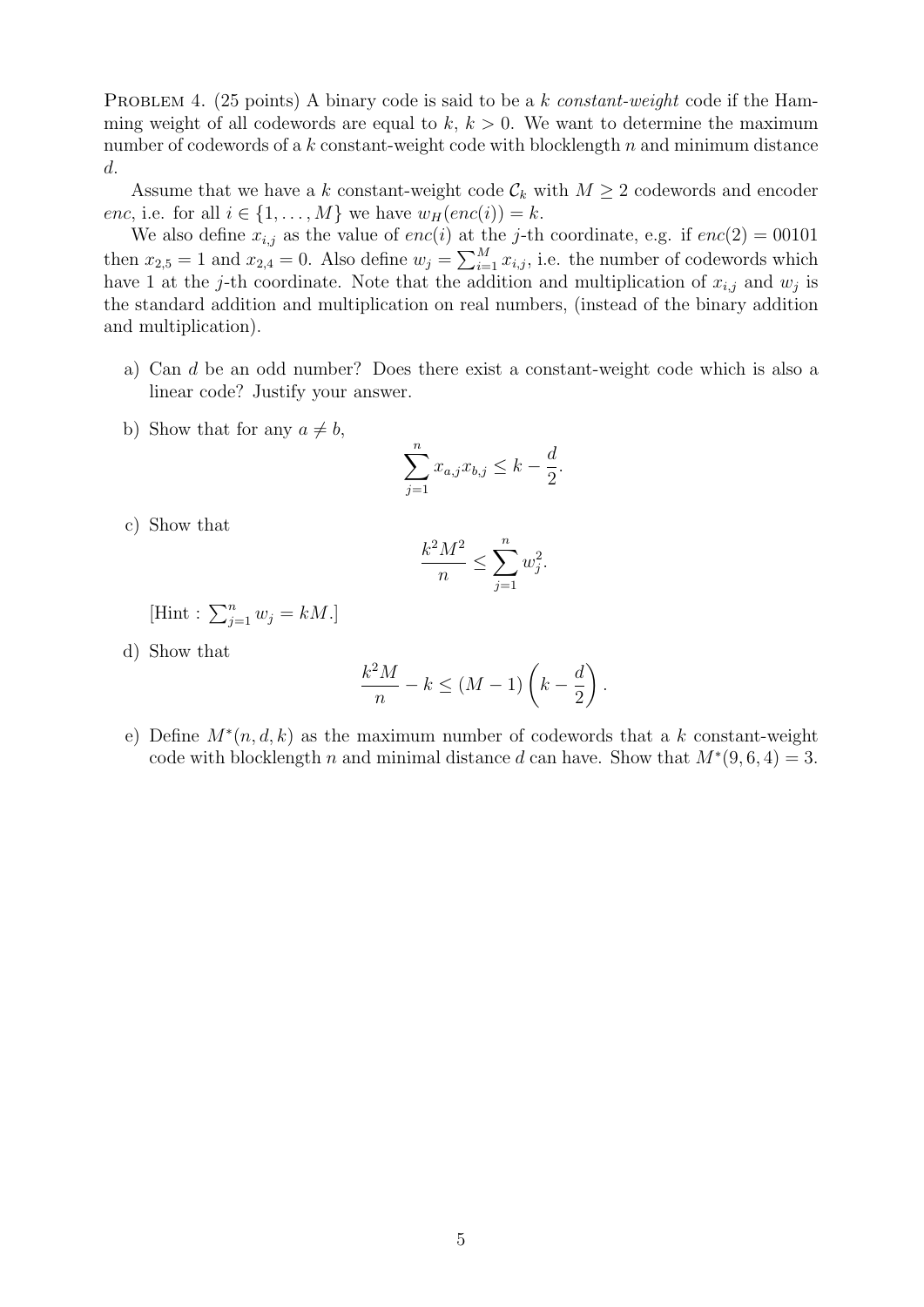Problem 4. (25 points) A binary code is said to be a $k$ *constant-weight* code if the Hamming weight of all codewords are equal to $k$, $k > 0$. We want to determine the maximum number of codewords of a $k$ constant-weight code with blocklength $n$ and minimum distance $d$.

Assume that we have a $k$ constant-weight code $\mathcal{C}_k$ with $M \geq 2$ codewords and encoder $enc$, i.e. for all $i \in \{1, \ldots, M\}$ we have $w_H(enc(i)) = k$.

We also define $x_{i,j}$ as the value of $enc(i)$ at the $j$-th coordinate, e.g. if $enc(2) = 00101$ then $x_{2,5} = 1$ and $x_{2,4} = 0$. Also define $w_j = \sum_{i=1}^{M} x_{i,j}$, i.e. the number of codewords which have 1 at the $j$-th coordinate. Note that the addition and multiplication of $x_{i,j}$ and $w_j$ is the standard addition and multiplication on real numbers, (instead of the binary addition and multiplication).

a) Can $d$ be an odd number? Does there exist a constant-weight code which is also a linear code? Justify your answer.

b) Show that for any $a \neq b$,

$$\sum_{j=1}^{n} x_{a,j} x_{b,j} \leq k - \frac{d}{2}.$$

c) Show that

$$\frac{k^2 M^2}{n} \leq \sum_{j=1}^{n} w_j^2.$$

[Hint : $\sum_{j=1}^{n} w_j = kM$.]

d) Show that

$$\frac{k^2 M}{n} - k \leq (M-1)\left(k - \frac{d}{2}\right).$$

e) Define $M^*(n, d, k)$ as the maximum number of codewords that a $k$ constant-weight code with blocklength $n$ and minimal distance $d$ can have. Show that $M^*(9, 6, 4) = 3$.